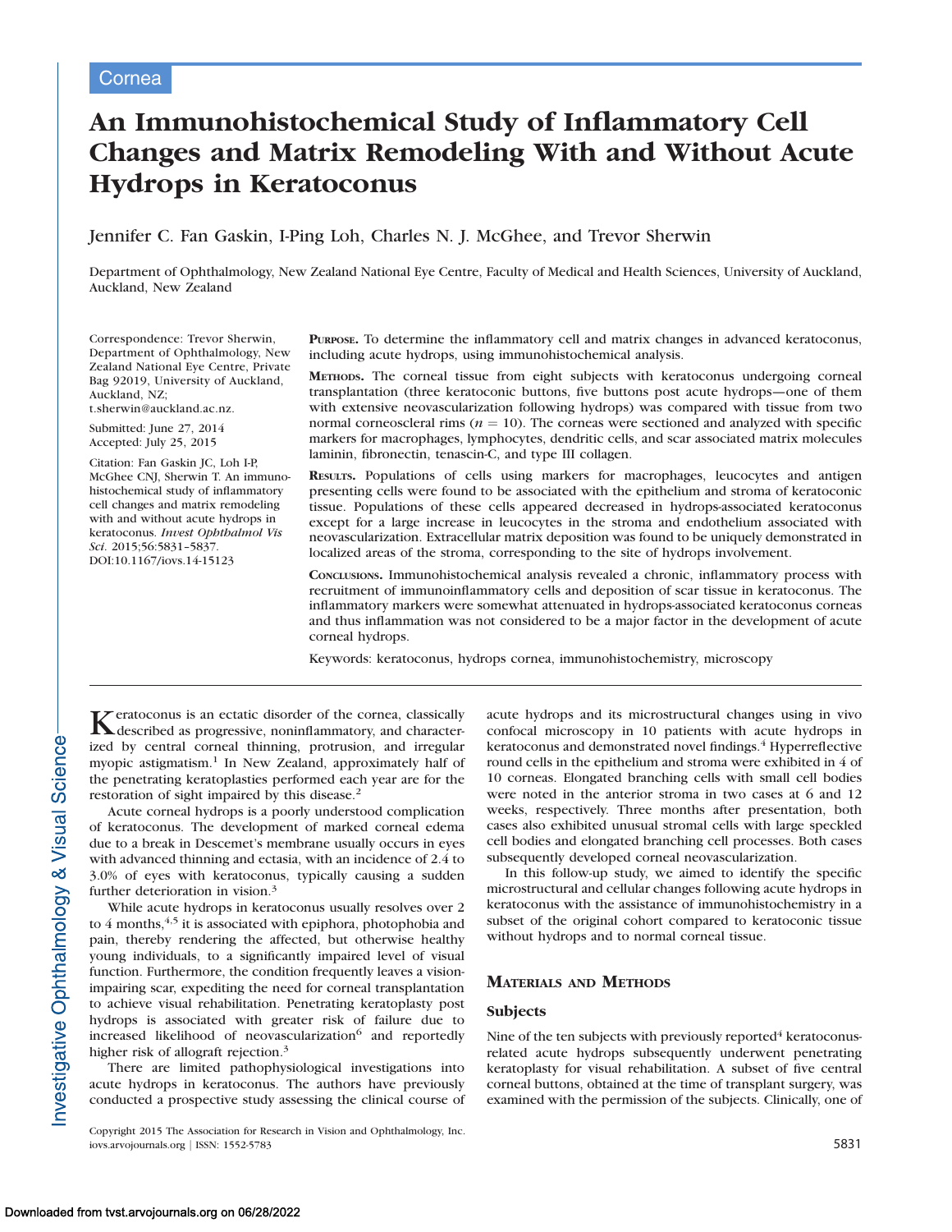Cornea

# An Immunohistochemical Study of Inflammatory Cell Changes and Matrix Remodeling With and Without Acute Hydrops in Keratoconus

Jennifer C. Fan Gaskin, I-Ping Loh, Charles N. J. McGhee, and Trevor Sherwin

Department of Ophthalmology, New Zealand National Eye Centre, Faculty of Medical and Health Sciences, University of Auckland, Auckland, New Zealand

Correspondence: Trevor Sherwin, Department of Ophthalmology, New Zealand National Eye Centre, Private Bag 92019, University of Auckland, Auckland, NZ; t.sherwin@auckland.ac.nz.

Submitted: June 27, 2014
Accepted: July 25, 2015

Citation: Fan Gaskin JC, Loh I-P, McGhee CNJ, Sherwin T. An immunohistochemical study of inflammatory cell changes and matrix remodeling with and without acute hydrops in keratoconus. *Invest Ophthalmol Vis Sci*. 2015;56:5831–5837. DOI:10.1167/iovs.14-15123

**PURPOSE.** To determine the inflammatory cell and matrix changes in advanced keratoconus, including acute hydrops, using immunohistochemical analysis.

**METHODS.** The corneal tissue from eight subjects with keratoconus undergoing corneal transplantation (three keratoconic buttons, five buttons post acute hydrops—one of them with extensive neovascularization following hydrops) was compared with tissue from two normal corneoscleral rims ($n = 10$). The corneas were sectioned and analyzed with specific markers for macrophages, lymphocytes, dendritic cells, and scar associated matrix molecules laminin, fibronectin, tenascin-C, and type III collagen.

**RESULTS.** Populations of cells using markers for macrophages, leucocytes and antigen presenting cells were found to be associated with the epithelium and stroma of keratoconic tissue. Populations of these cells appeared decreased in hydrops-associated keratoconus except for a large increase in leucocytes in the stroma and endothelium associated with neovascularization. Extracellular matrix deposition was found to be uniquely demonstrated in localized areas of the stroma, corresponding to the site of hydrops involvement.

**CONCLUSIONS.** Immunohistochemical analysis revealed a chronic, inflammatory process with recruitment of immunoinflammatory cells and deposition of scar tissue in keratoconus. The inflammatory markers were somewhat attenuated in hydrops-associated keratoconus corneas and thus inflammation was not considered to be a major factor in the development of acute corneal hydrops.

Keywords: keratoconus, hydrops cornea, immunohistochemistry, microscopy

Keratoconus is an ectatic disorder of the cornea, classically described as progressive, noninflammatory, and characterized by central corneal thinning, protrusion, and irregular myopic astigmatism.[1] In New Zealand, approximately half of the penetrating keratoplasties performed each year are for the restoration of sight impaired by this disease.[2]

Acute corneal hydrops is a poorly understood complication of keratoconus. The development of marked corneal edema due to a break in Descemet's membrane usually occurs in eyes with advanced thinning and ectasia, with an incidence of 2.4 to 3.0% of eyes with keratoconus, typically causing a sudden further deterioration in vision.[3]

While acute hydrops in keratoconus usually resolves over 2 to 4 months,[4,5] it is associated with epiphora, photophobia and pain, thereby rendering the affected, but otherwise healthy young individuals, to a significantly impaired level of visual function. Furthermore, the condition frequently leaves a vision-impairing scar, expediting the need for corneal transplantation to achieve visual rehabilitation. Penetrating keratoplasty post hydrops is associated with greater risk of failure due to increased likelihood of neovascularization[6] and reportedly higher risk of allograft rejection.[3]

There are limited pathophysiological investigations into acute hydrops in keratoconus. The authors have previously conducted a prospective study assessing the clinical course of acute hydrops and its microstructural changes using in vivo confocal microscopy in 10 patients with acute hydrops in keratoconus and demonstrated novel findings.[4] Hyperreflective round cells in the epithelium and stroma were exhibited in 4 of 10 corneas. Elongated branching cells with small cell bodies were noted in the anterior stroma in two cases at 6 and 12 weeks, respectively. Three months after presentation, both cases also exhibited unusual stromal cells with large speckled cell bodies and elongated branching cell processes. Both cases subsequently developed corneal neovascularization.

In this follow-up study, we aimed to identify the specific microstructural and cellular changes following acute hydrops in keratoconus with the assistance of immunohistochemistry in a subset of the original cohort compared to keratoconic tissue without hydrops and to normal corneal tissue.

## MATERIALS AND METHODS

### Subjects

Nine of the ten subjects with previously reported[4] keratoconus-related acute hydrops subsequently underwent penetrating keratoplasty for visual rehabilitation. A subset of five central corneal buttons, obtained at the time of transplant surgery, was examined with the permission of the subjects. Clinically, one of

Copyright 2015 The Association for Research in Vision and Ophthalmology, Inc.
iovs.arvojournals.org | ISSN: 1552-5783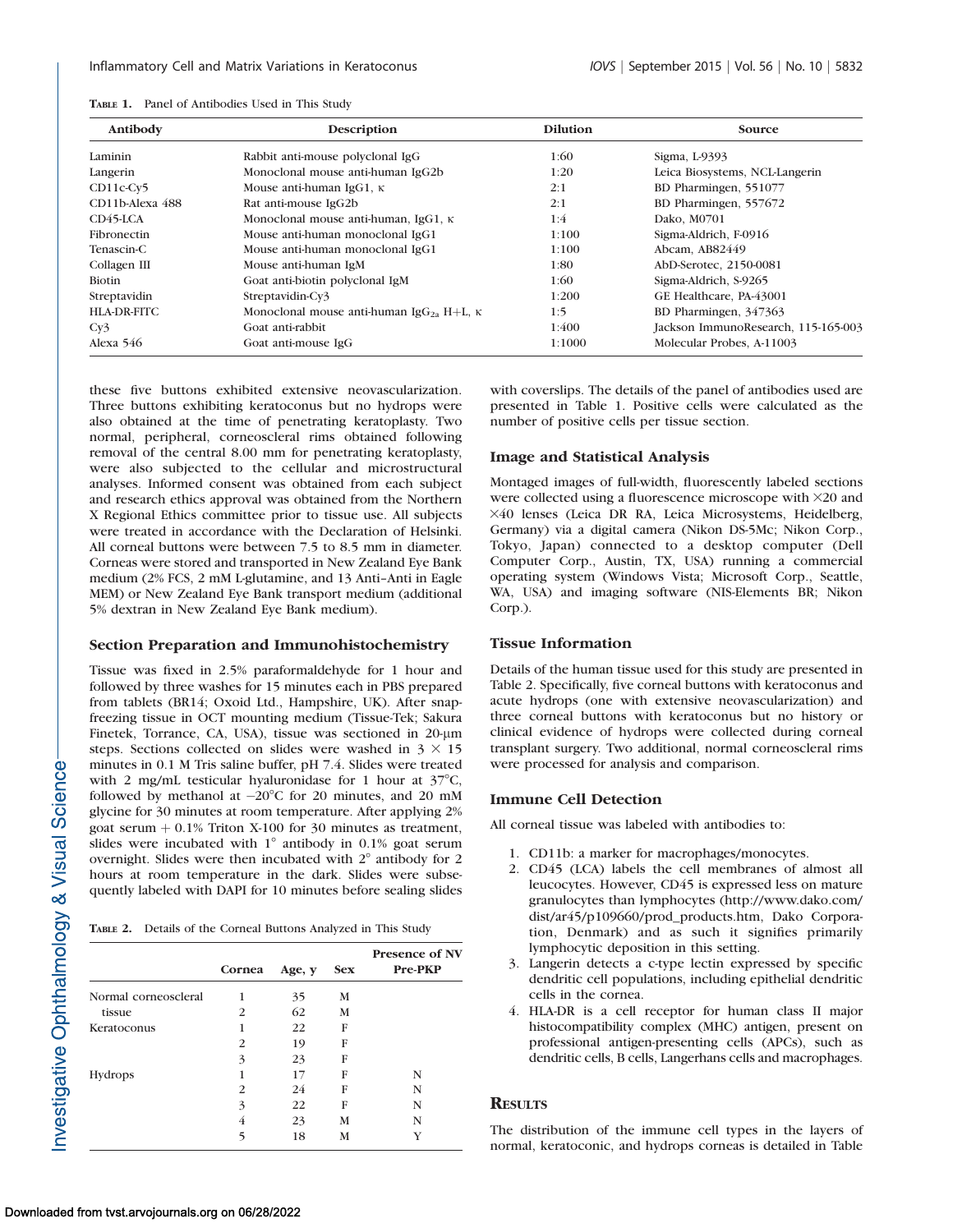TABLE 1. Panel of Antibodies Used in This Study

| Antibody | Description | Dilution | Source |
|---|---|---|---|
| Laminin | Rabbit anti-mouse polyclonal IgG | 1:60 | Sigma, L-9393 |
| Langerin | Monoclonal mouse anti-human IgG2b | 1:20 | Leica Biosystems, NCL-Langerin |
| CD11c-Cy5 | Mouse anti-human IgG1, κ | 2:1 | BD Pharmingen, 551077 |
| CD11b-Alexa 488 | Rat anti-mouse IgG2b | 2:1 | BD Pharmingen, 557672 |
| CD45-LCA | Monoclonal mouse anti-human, IgG1, κ | 1:4 | Dako, M0701 |
| Fibronectin | Mouse anti-human monoclonal IgG1 | 1:100 | Sigma-Aldrich, F-0916 |
| Tenascin-C | Mouse anti-human monoclonal IgG1 | 1:100 | Abcam, AB82449 |
| Collagen III | Mouse anti-human IgM | 1:80 | AbD-Serotec, 2150-0081 |
| Biotin | Goat anti-biotin polyclonal IgM | 1:60 | Sigma-Aldrich, S-9265 |
| Streptavidin | Streptavidin-Cy3 | 1:200 | GE Healthcare, PA-43001 |
| HLA-DR-FITC | Monoclonal mouse anti-human $IgG_{2a}$ H+L, κ | 1:5 | BD Pharmingen, 347363 |
| Cy3 | Goat anti-rabbit | 1:400 | Jackson ImmunoResearch, 115-165-003 |
| Alexa 546 | Goat anti-mouse IgG | 1:1000 | Molecular Probes, A-11003 |

these five buttons exhibited extensive neovascularization. Three buttons exhibiting keratoconus but no hydrops were also obtained at the time of penetrating keratoplasty. Two normal, peripheral, corneoscleral rims obtained following removal of the central 8.00 mm for penetrating keratoplasty, were also subjected to the cellular and microstructural analyses. Informed consent was obtained from each subject and research ethics approval was obtained from the Northern X Regional Ethics committee prior to tissue use. All subjects were treated in accordance with the Declaration of Helsinki. All corneal buttons were between 7.5 to 8.5 mm in diameter. Corneas were stored and transported in New Zealand Eye Bank medium (2% FCS, 2 mM L-glutamine, and 13 Anti–Anti in Eagle MEM) or New Zealand Eye Bank transport medium (additional 5% dextran in New Zealand Eye Bank medium).

### Section Preparation and Immunohistochemistry

Tissue was fixed in 2.5% paraformaldehyde for 1 hour and followed by three washes for 15 minutes each in PBS prepared from tablets (BR14; Oxoid Ltd., Hampshire, UK). After snap-freezing tissue in OCT mounting medium (Tissue-Tek; Sakura Finetek, Torrance, CA, USA), tissue was sectioned in 20-μm steps. Sections collected on slides were washed in 3 × 15 minutes in 0.1 M Tris saline buffer, pH 7.4. Slides were treated with 2 mg/mL testicular hyaluronidase for 1 hour at 37°C, followed by methanol at −20°C for 20 minutes, and 20 mM glycine for 30 minutes at room temperature. After applying 2% goat serum + 0.1% Triton X-100 for 30 minutes as treatment, slides were incubated with 1° antibody in 0.1% goat serum overnight. Slides were then incubated with 2° antibody for 2 hours at room temperature in the dark. Slides were subsequently labeled with DAPI for 10 minutes before sealing slides with coverslips. The details of the panel of antibodies used are presented in Table 1. Positive cells were calculated as the number of positive cells per tissue section.

TABLE 2. Details of the Corneal Buttons Analyzed in This Study

| | Cornea | Age, y | Sex | Presence of NV Pre-PKP |
|---|---|---|---|---|
| Normal corneoscleral tissue | 1 | 35 | M | |
| | 2 | 62 | M | |
| Keratoconus | 1 | 22 | F | |
| | 2 | 19 | F | |
| | 3 | 23 | F | |
| Hydrops | 1 | 17 | F | N |
| | 2 | 24 | F | N |
| | 3 | 22 | F | N |
| | 4 | 23 | M | N |
| | 5 | 18 | M | Y |

### Image and Statistical Analysis

Montaged images of full-width, fluorescently labeled sections were collected using a fluorescence microscope with ×20 and ×40 lenses (Leica DR RA, Leica Microsystems, Heidelberg, Germany) via a digital camera (Nikon DS-5Mc; Nikon Corp., Tokyo, Japan) connected to a desktop computer (Dell Computer Corp., Austin, TX, USA) running a commercial operating system (Windows Vista; Microsoft Corp., Seattle, WA, USA) and imaging software (NIS-Elements BR; Nikon Corp.).

### Tissue Information

Details of the human tissue used for this study are presented in Table 2. Specifically, five corneal buttons with keratoconus and acute hydrops (one with extensive neovascularization) and three corneal buttons with keratoconus but no history or clinical evidence of hydrops were collected during corneal transplant surgery. Two additional, normal corneoscleral rims were processed for analysis and comparison.

### Immune Cell Detection

All corneal tissue was labeled with antibodies to:

1. CD11b: a marker for macrophages/monocytes.
2. CD45 (LCA) labels the cell membranes of almost all leucocytes. However, CD45 is expressed less on mature granulocytes than lymphocytes (http://www.dako.com/dist/ar45/p109660/prod_products.htm, Dako Corporation, Denmark) and as such it signifies primarily lymphocytic deposition in this setting.
3. Langerin detects a c-type lectin expressed by specific dendritic cell populations, including epithelial dendritic cells in the cornea.
4. HLA-DR is a cell receptor for human class II major histocompatibility complex (MHC) antigen, present on professional antigen-presenting cells (APCs), such as dendritic cells, B cells, Langerhans cells and macrophages.

## RESULTS

The distribution of the immune cell types in the layers of normal, keratoconic, and hydrops corneas is detailed in Table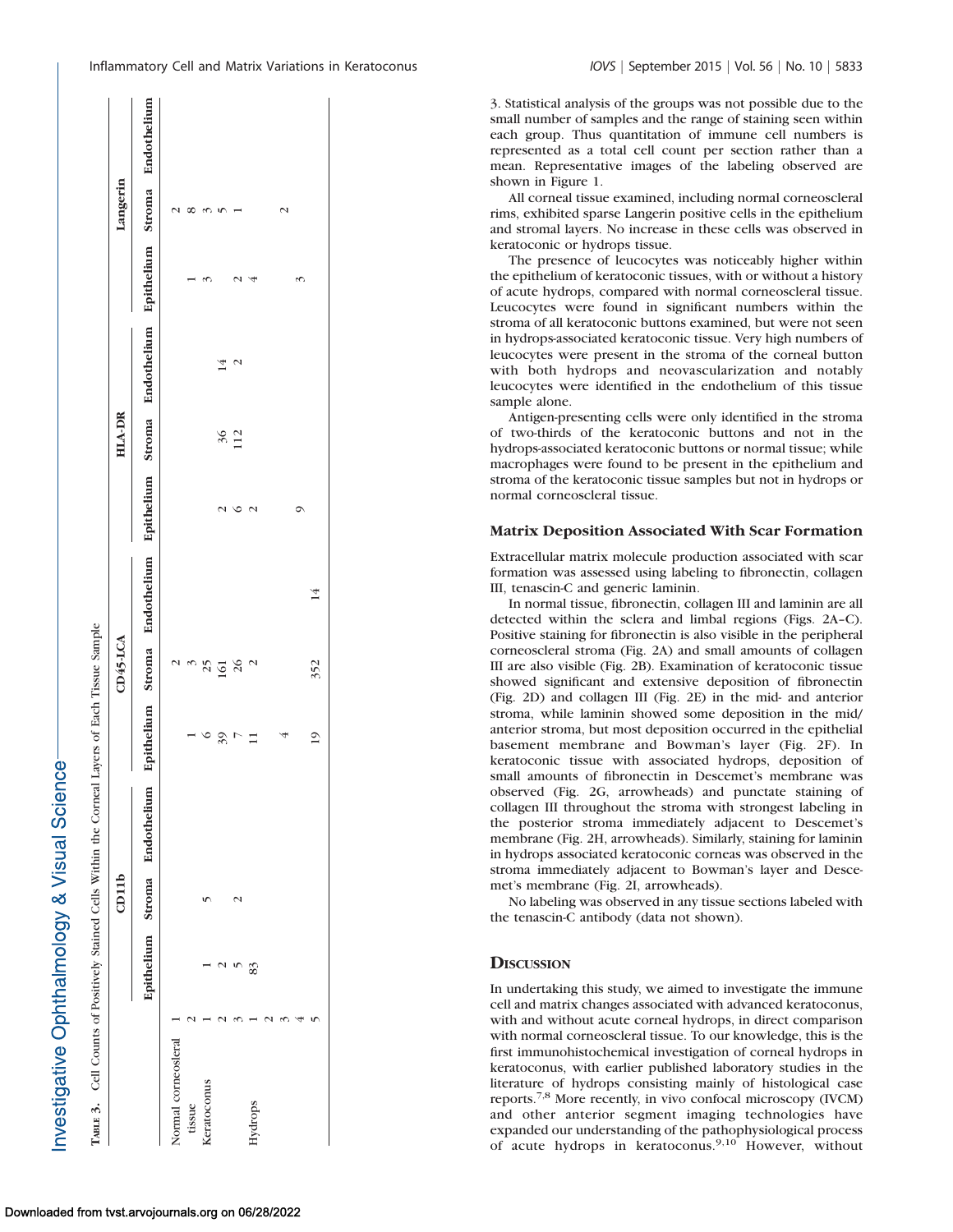**Table 3.** Cell Counts of Positively Stained Cells Within the Corneal Layers of Each Tissue Sample

| | | CD11b | | | CD45-LCA | | | HLA-DR | | | Langerin | | |
|---|---|---|---|---|---|---|---|---|---|---|---|---|---|
| | | Epithelium | Stroma | Endothelium | Epithelium | Stroma | Endothelium | Epithelium | Stroma | Endothelium | Epithelium | Stroma | Endothelium |
| Normal corneoscleral tissue | 1 | | | | | 2 | | | | | | 2 | |
| | 2 | | | | 1 | 3 | | | | | 1 | 8 | |
| Keratoconus | 1 | 1 | 5 | | 6 | 25 | | | | | 3 | 3 | |
| | 2 | 2 | | | 39 | 161 | | 2 | 36 | 14 | | 5 | |
| | 3 | 5 | 2 | | 7 | 26 | | 6 | 112 | 2 | 2 | 1 | |
| Hydrops | 1 | 83 | | | 11 | 2 | | 2 | | | 4 | | |
| | 2 | | | | | | | | | | | | |
| | 3 | | | | 4 | | | | | | | | |
| | 4 | | | | | | | 9 | | | 3 | 2 | |
| | 5 | | | | 19 | 352 | 14 | | | | | | |

3. Statistical analysis of the groups was not possible due to the small number of samples and the range of staining seen within each group. Thus quantitation of immune cell numbers is represented as a total cell count per section rather than a mean. Representative images of the labeling observed are shown in Figure 1.

All corneal tissue examined, including normal corneoscleral rims, exhibited sparse Langerin positive cells in the epithelium and stromal layers. No increase in these cells was observed in keratoconic or hydrops tissue.

The presence of leucocytes was noticeably higher within the epithelium of keratoconic tissues, with or without a history of acute hydrops, compared with normal corneoscleral tissue. Leucocytes were found in significant numbers within the stroma of all keratoconic buttons examined, but were not seen in hydrops-associated keratoconic tissue. Very high numbers of leucocytes were present in the stroma of the corneal button with both hydrops and neovascularization and notably leucocytes were identified in the endothelium of this tissue sample alone.

Antigen-presenting cells were only identified in the stroma of two-thirds of the keratoconic buttons and not in the hydrops-associated keratoconic buttons or normal tissue; while macrophages were found to be present in the epithelium and stroma of the keratoconic tissue samples but not in hydrops or normal corneoscleral tissue.

### Matrix Deposition Associated With Scar Formation

Extracellular matrix molecule production associated with scar formation was assessed using labeling to fibronectin, collagen III, tenascin-C and generic laminin.

In normal tissue, fibronectin, collagen III and laminin are all detected within the sclera and limbal regions (Figs. 2A–C). Positive staining for fibronectin is also visible in the peripheral corneoscleral stroma (Fig. 2A) and small amounts of collagen III are also visible (Fig. 2B). Examination of keratoconic tissue showed significant and extensive deposition of fibronectin (Fig. 2D) and collagen III (Fig. 2E) in the mid- and anterior stroma, while laminin showed some deposition in the mid/anterior stroma, but most deposition occurred in the epithelial basement membrane and Bowman's layer (Fig. 2F). In keratoconic tissue with associated hydrops, deposition of small amounts of fibronectin in Descemet's membrane was observed (Fig. 2G, arrowheads) and punctate staining of collagen III throughout the stroma with strongest labeling in the posterior stroma immediately adjacent to Descemet's membrane (Fig. 2H, arrowheads). Similarly, staining for laminin in hydrops associated keratoconic corneas was observed in the stroma immediately adjacent to Bowman's layer and Descemet's membrane (Fig. 2I, arrowheads).

No labeling was observed in any tissue sections labeled with the tenascin-C antibody (data not shown).

## Discussion

In undertaking this study, we aimed to investigate the immune cell and matrix changes associated with advanced keratoconus, with and without acute corneal hydrops, in direct comparison with normal corneoscleral tissue. To our knowledge, this is the first immunohistochemical investigation of corneal hydrops in keratoconus, with earlier published laboratory studies in the literature of hydrops consisting mainly of histological case reports.[7,8] More recently, in vivo confocal microscopy (IVCM) and other anterior segment imaging technologies have expanded our understanding of the pathophysiological process of acute hydrops in keratoconus.[9,10] However, without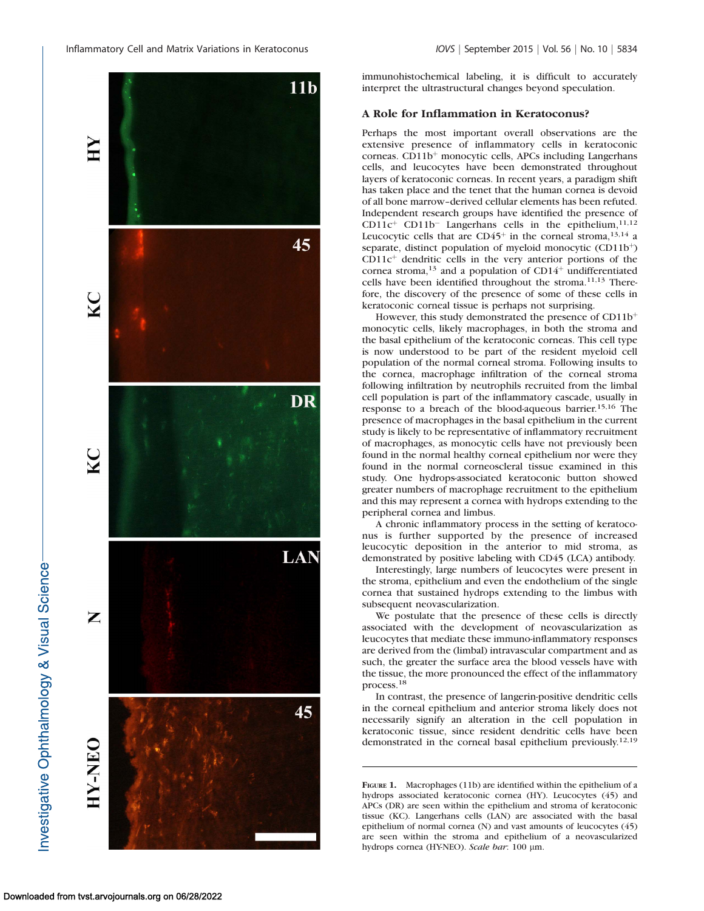immunohistochemical labeling, it is difficult to accurately interpret the ultrastructural changes beyond speculation.

### A Role for Inflammation in Keratoconus?

Perhaps the most important overall observations are the extensive presence of inflammatory cells in keratoconic corneas. CD11b$^+$ monocytic cells, APCs including Langerhans cells, and leucocytes have been demonstrated throughout layers of keratoconic corneas. In recent years, a paradigm shift has taken place and the tenet that the human cornea is devoid of all bone marrow–derived cellular elements has been refuted. Independent research groups have identified the presence of CD11c$^+$ CD11b$^-$ Langerhans cells in the epithelium,[11,12] Leucocytic cells that are CD45$^+$ in the corneal stroma,[13,14] a separate, distinct population of myeloid monocytic (CD11b$^+$) CD11c$^+$ dendritic cells in the very anterior portions of the cornea stroma,[13] and a population of CD14$^+$ undifferentiated cells have been identified throughout the stroma.[11,13] Therefore, the discovery of the presence of some of these cells in keratoconic corneal tissue is perhaps not surprising.

However, this study demonstrated the presence of CD11b$^+$ monocytic cells, likely macrophages, in both the stroma and the basal epithelium of the keratoconic corneas. This cell type is now understood to be part of the resident myeloid cell population of the normal corneal stroma. Following insults to the cornea, macrophage infiltration of the corneal stroma following infiltration by neutrophils recruited from the limbal cell population is part of the inflammatory cascade, usually in response to a breach of the blood-aqueous barrier.[15,16] The presence of macrophages in the basal epithelium in the current study is likely to be representative of inflammatory recruitment of macrophages, as monocytic cells have not previously been found in the normal healthy corneal epithelium nor were they found in the normal corneoscleral tissue examined in this study. One hydrops-associated keratoconic button showed greater numbers of macrophage recruitment to the epithelium and this may represent a cornea with hydrops extending to the peripheral cornea and limbus.

A chronic inflammatory process in the setting of keratoconus is further supported by the presence of increased leucocytic deposition in the anterior to mid stroma, as demonstrated by positive labeling with CD45 (LCA) antibody.

Interestingly, large numbers of leucocytes were present in the stroma, epithelium and even the endothelium of the single cornea that sustained hydrops extending to the limbus with subsequent neovascularization.

We postulate that the presence of these cells is directly associated with the development of neovascularization as leucocytes that mediate these immuno-inflammatory responses are derived from the (limbal) intravascular compartment and as such, the greater the surface area the blood vessels have with the tissue, the more pronounced the effect of the inflammatory process.[18]

In contrast, the presence of langerin-positive dendritic cells in the corneal epithelium and anterior stroma likely does not necessarily signify an alteration in the cell population in keratoconic tissue, since resident dendritic cells have been demonstrated in the corneal basal epithelium previously.[12,19]

FIGURE 1. Macrophages (11b) are identified within the epithelium of a hydrops associated keratoconic cornea (HY). Leucocytes (45) and APCs (DR) are seen within the epithelium and stroma of keratoconic tissue (KC). Langerhans cells (LAN) are associated with the basal epithelium of normal cornea (N) and vast amounts of leucocytes (45) are seen within the stroma and epithelium of a neovascularized hydrops cornea (HY-NEO). *Scale bar*: 100 µm.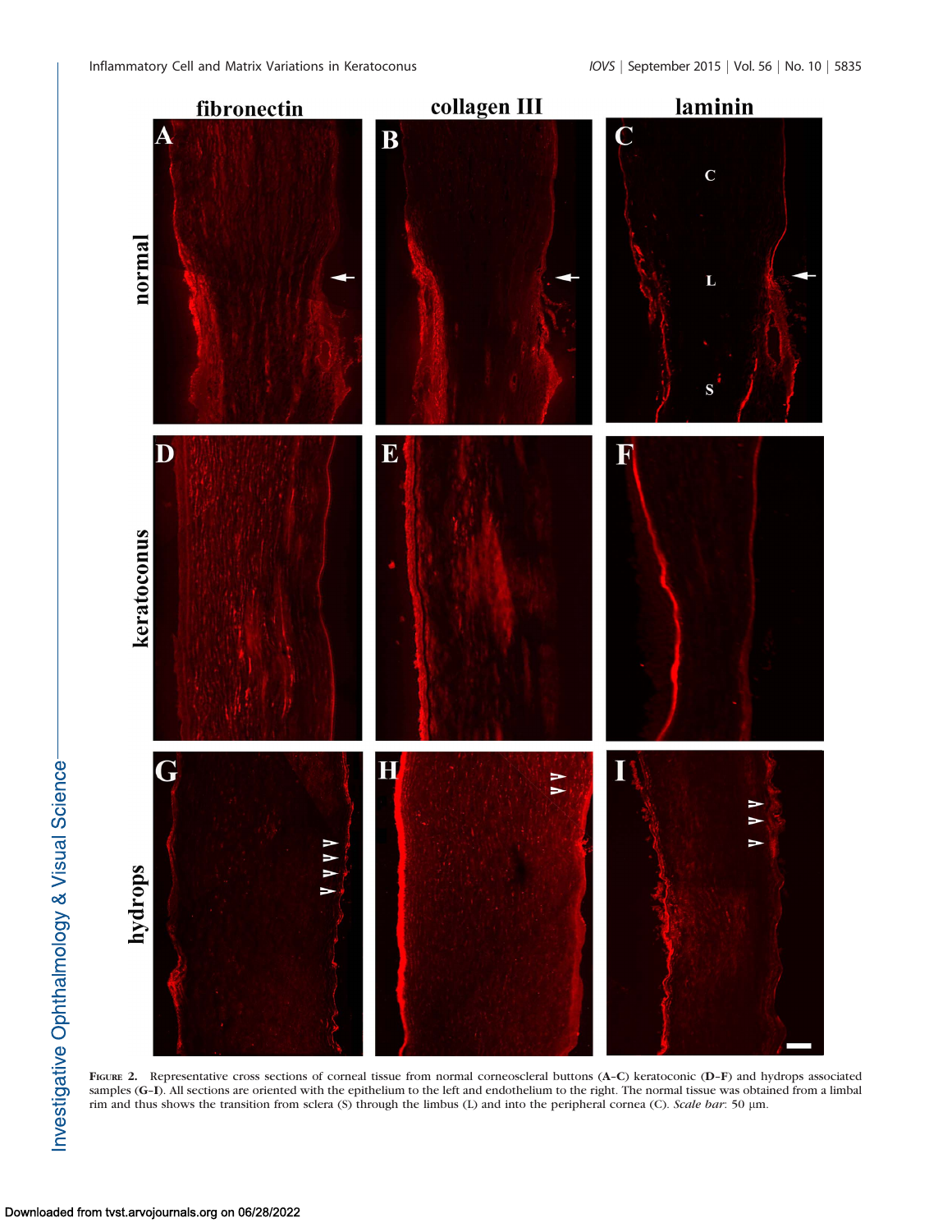**Figure 2.** Representative cross sections of corneal tissue from normal corneoscleral buttons (**A–C**) keratoconic (**D–F**) and hydrops associated samples (**G–I**). All sections are oriented with the epithelium to the left and endothelium to the right. The normal tissue was obtained from a limbal rim and thus shows the transition from sclera (S) through the limbus (L) and into the peripheral cornea (C). *Scale bar*: 50 µm.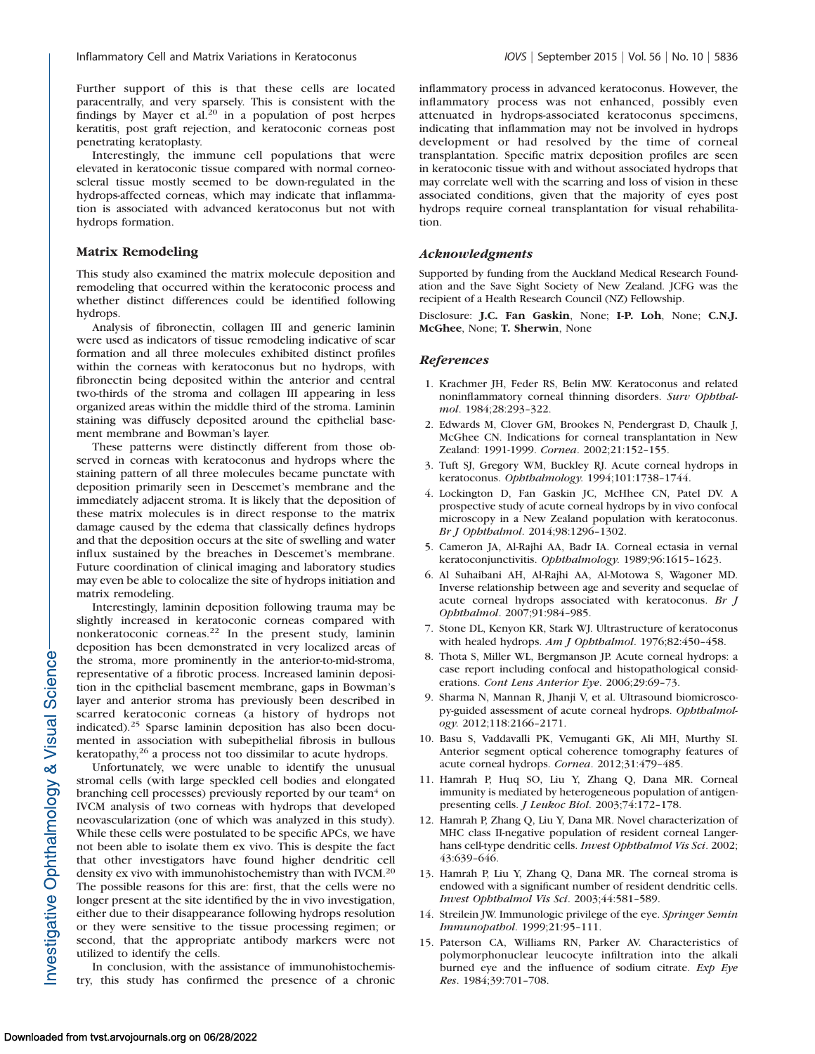Further support of this is that these cells are located paracentrally, and very sparsely. This is consistent with the findings by Mayer et al.[20] in a population of post herpes keratitis, post graft rejection, and keratoconic corneas post penetrating keratoplasty.

Interestingly, the immune cell populations that were elevated in keratoconic tissue compared with normal corneoscleral tissue mostly seemed to be down-regulated in the hydrops-affected corneas, which may indicate that inflammation is associated with advanced keratoconus but not with hydrops formation.

### Matrix Remodeling

This study also examined the matrix molecule deposition and remodeling that occurred within the keratoconic process and whether distinct differences could be identified following hydrops.

Analysis of fibronectin, collagen III and generic laminin were used as indicators of tissue remodeling indicative of scar formation and all three molecules exhibited distinct profiles within the corneas with keratoconus but no hydrops, with fibronectin being deposited within the anterior and central two-thirds of the stroma and collagen III appearing in less organized areas within the middle third of the stroma. Laminin staining was diffusely deposited around the epithelial basement membrane and Bowman's layer.

These patterns were distinctly different from those observed in corneas with keratoconus and hydrops where the staining pattern of all three molecules became punctate with deposition primarily seen in Descemet's membrane and the immediately adjacent stroma. It is likely that the deposition of these matrix molecules is in direct response to the matrix damage caused by the edema that classically defines hydrops and that the deposition occurs at the site of swelling and water influx sustained by the breaches in Descemet's membrane. Future coordination of clinical imaging and laboratory studies may even be able to colocalize the site of hydrops initiation and matrix remodeling.

Interestingly, laminin deposition following trauma may be slightly increased in keratoconic corneas compared with nonkeratoconic corneas.[22] In the present study, laminin deposition has been demonstrated in very localized areas of the stroma, more prominently in the anterior-to-mid-stroma, representative of a fibrotic process. Increased laminin deposition in the epithelial basement membrane, gaps in Bowman's layer and anterior stroma has previously been described in scarred keratoconic corneas (a history of hydrops not indicated).[25] Sparse laminin deposition has also been documented in association with subepithelial fibrosis in bullous keratopathy,[26] a process not too dissimilar to acute hydrops.

Unfortunately, we were unable to identify the unusual stromal cells (with large speckled cell bodies and elongated branching cell processes) previously reported by our team[4] on IVCM analysis of two corneas with hydrops that developed neovascularization (one of which was analyzed in this study). While these cells were postulated to be specific APCs, we have not been able to isolate them ex vivo. This is despite the fact that other investigators have found higher dendritic cell density ex vivo with immunohistochemistry than with IVCM.[20] The possible reasons for this are: first, that the cells were no longer present at the site identified by the in vivo investigation, either due to their disappearance following hydrops resolution or they were sensitive to the tissue processing regimen; or second, that the appropriate antibody markers were not utilized to identify the cells.

In conclusion, with the assistance of immunohistochemistry, this study has confirmed the presence of a chronic inflammatory process in advanced keratoconus. However, the inflammatory process was not enhanced, possibly even attenuated in hydrops-associated keratoconus specimens, indicating that inflammation may not be involved in hydrops development or had resolved by the time of corneal transplantation. Specific matrix deposition profiles are seen in keratoconic tissue with and without associated hydrops that may correlate well with the scarring and loss of vision in these associated conditions, given that the majority of eyes post hydrops require corneal transplantation for visual rehabilitation.

### *Acknowledgments*

Supported by funding from the Auckland Medical Research Foundation and the Save Sight Society of New Zealand. JCFG was the recipient of a Health Research Council (NZ) Fellowship.

Disclosure: **J.C. Fan Gaskin**, None; **I-P. Loh**, None; **C.N.J. McGhee**, None; **T. Sherwin**, None

### *References*

1. Krachmer JH, Feder RS, Belin MW. Keratoconus and related noninflammatory corneal thinning disorders. *Surv Ophthalmol*. 1984;28:293–322.
2. Edwards M, Clover GM, Brookes N, Pendergrast D, Chaulk J, McGhee CN. Indications for corneal transplantation in New Zealand: 1991-1999. *Cornea*. 2002;21:152–155.
3. Tuft SJ, Gregory WM, Buckley RJ. Acute corneal hydrops in keratoconus. *Ophthalmology*. 1994;101:1738–1744.
4. Lockington D, Fan Gaskin JC, McHhee CN, Patel DV. A prospective study of acute corneal hydrops by in vivo confocal microscopy in a New Zealand population with keratoconus. *Br J Ophthalmol*. 2014;98:1296–1302.
5. Cameron JA, Al-Rajhi AA, Badr IA. Corneal ectasia in vernal keratoconjunctivitis. *Ophthalmology*. 1989;96:1615–1623.
6. Al Suhaibani AH, Al-Rajhi AA, Al-Motowa S, Wagoner MD. Inverse relationship between age and severity and sequelae of acute corneal hydrops associated with keratoconus. *Br J Ophthalmol*. 2007;91:984–985.
7. Stone DL, Kenyon KR, Stark WJ. Ultrastructure of keratoconus with healed hydrops. *Am J Ophthalmol*. 1976;82:450–458.
8. Thota S, Miller WL, Bergmanson JP. Acute corneal hydrops: a case report including confocal and histopathological considerations. *Cont Lens Anterior Eye*. 2006;29:69–73.
9. Sharma N, Mannan R, Jhanji V, et al. Ultrasound biomicroscopy-guided assessment of acute corneal hydrops. *Ophthalmology*. 2012;118:2166–2171.
10. Basu S, Vaddavalli PK, Vemuganti GK, Ali MH, Murthy SI. Anterior segment optical coherence tomography features of acute corneal hydrops. *Cornea*. 2012;31:479–485.
11. Hamrah P, Huq SO, Liu Y, Zhang Q, Dana MR. Corneal immunity is mediated by heterogeneous population of antigen-presenting cells. *J Leukoc Biol*. 2003;74:172–178.
12. Hamrah P, Zhang Q, Liu Y, Dana MR. Novel characterization of MHC class II-negative population of resident corneal Langerhans cell-type dendritic cells. *Invest Ophthalmol Vis Sci*. 2002;43:639–646.
13. Hamrah P, Liu Y, Zhang Q, Dana MR. The corneal stroma is endowed with a significant number of resident dendritic cells. *Invest Ophthalmol Vis Sci*. 2003;44:581–589.
14. Streilein JW. Immunologic privilege of the eye. *Springer Semin Immunopathol*. 1999;21:95–111.
15. Paterson CA, Williams RN, Parker AV. Characteristics of polymorphonuclear leucocyte infiltration into the alkali burned eye and the influence of sodium citrate. *Exp Eye Res*. 1984;39:701–708.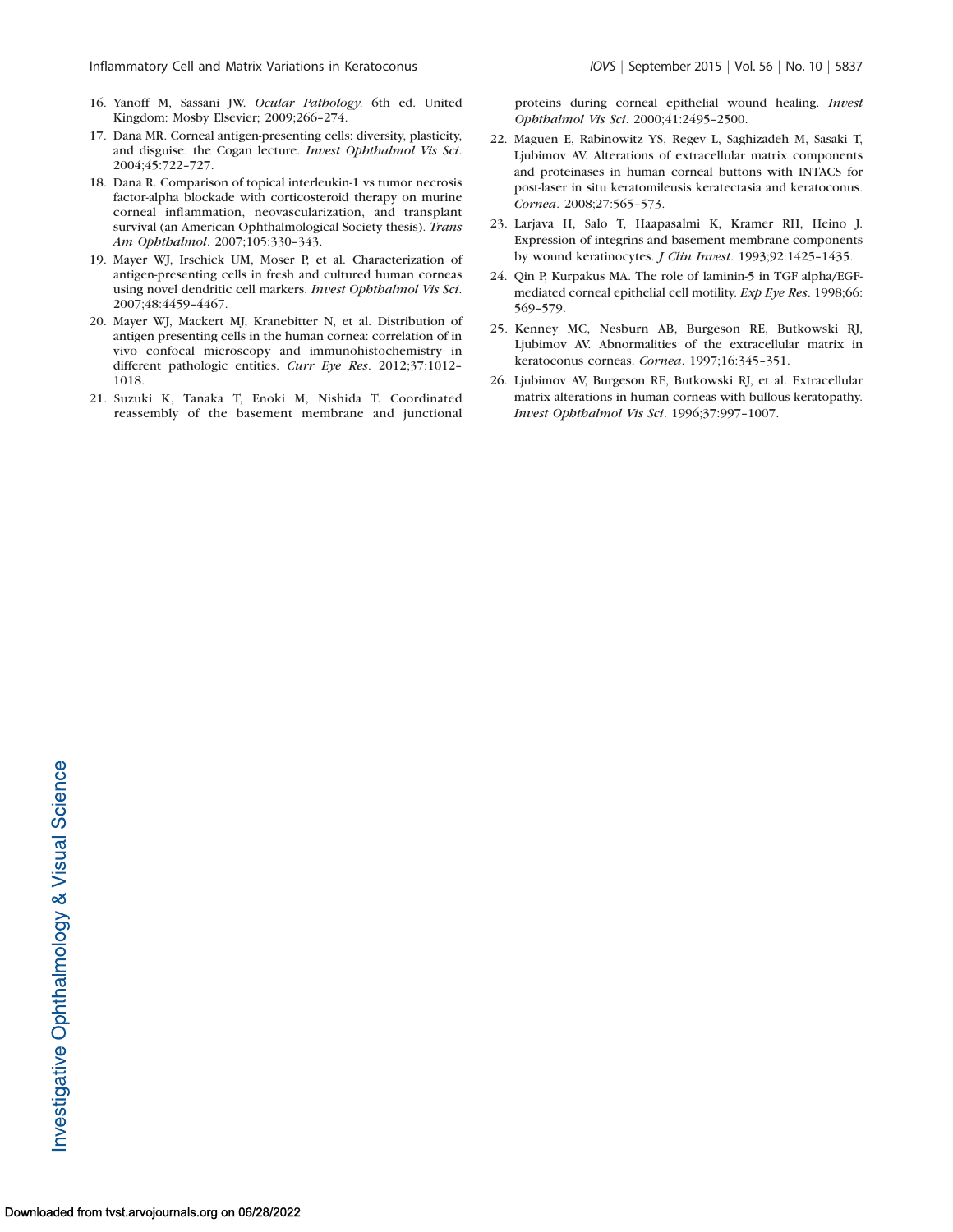16. Yanoff M, Sassani JW. *Ocular Pathology*. 6th ed. United Kingdom: Mosby Elsevier; 2009;266–274.
17. Dana MR. Corneal antigen-presenting cells: diversity, plasticity, and disguise: the Cogan lecture. *Invest Ophthalmol Vis Sci*. 2004;45:722–727.
18. Dana R. Comparison of topical interleukin-1 vs tumor necrosis factor-alpha blockade with corticosteroid therapy on murine corneal inflammation, neovascularization, and transplant survival (an American Ophthalmological Society thesis). *Trans Am Ophthalmol*. 2007;105:330–343.
19. Mayer WJ, Irschick UM, Moser P, et al. Characterization of antigen-presenting cells in fresh and cultured human corneas using novel dendritic cell markers. *Invest Ophthalmol Vis Sci*. 2007;48:4459–4467.
20. Mayer WJ, Mackert MJ, Kranebitter N, et al. Distribution of antigen presenting cells in the human cornea: correlation of in vivo confocal microscopy and immunohistochemistry in different pathologic entities. *Curr Eye Res*. 2012;37:1012–1018.
21. Suzuki K, Tanaka T, Enoki M, Nishida T. Coordinated reassembly of the basement membrane and junctional proteins during corneal epithelial wound healing. *Invest Ophthalmol Vis Sci*. 2000;41:2495–2500.
22. Maguen E, Rabinowitz YS, Regev L, Saghizadeh M, Sasaki T, Ljubimov AV. Alterations of extracellular matrix components and proteinases in human corneal buttons with INTACS for post-laser in situ keratomileusis keratectasia and keratoconus. *Cornea*. 2008;27:565–573.
23. Larjava H, Salo T, Haapasalmi K, Kramer RH, Heino J. Expression of integrins and basement membrane components by wound keratinocytes. *J Clin Invest*. 1993;92:1425–1435.
24. Qin P, Kurpakus MA. The role of laminin-5 in TGF alpha/EGF-mediated corneal epithelial cell motility. *Exp Eye Res*. 1998;66: 569–579.
25. Kenney MC, Nesburn AB, Burgeson RE, Butkowski RJ, Ljubimov AV. Abnormalities of the extracellular matrix in keratoconus corneas. *Cornea*. 1997;16:345–351.
26. Ljubimov AV, Burgeson RE, Butkowski RJ, et al. Extracellular matrix alterations in human corneas with bullous keratopathy. *Invest Ophthalmol Vis Sci*. 1996;37:997–1007.